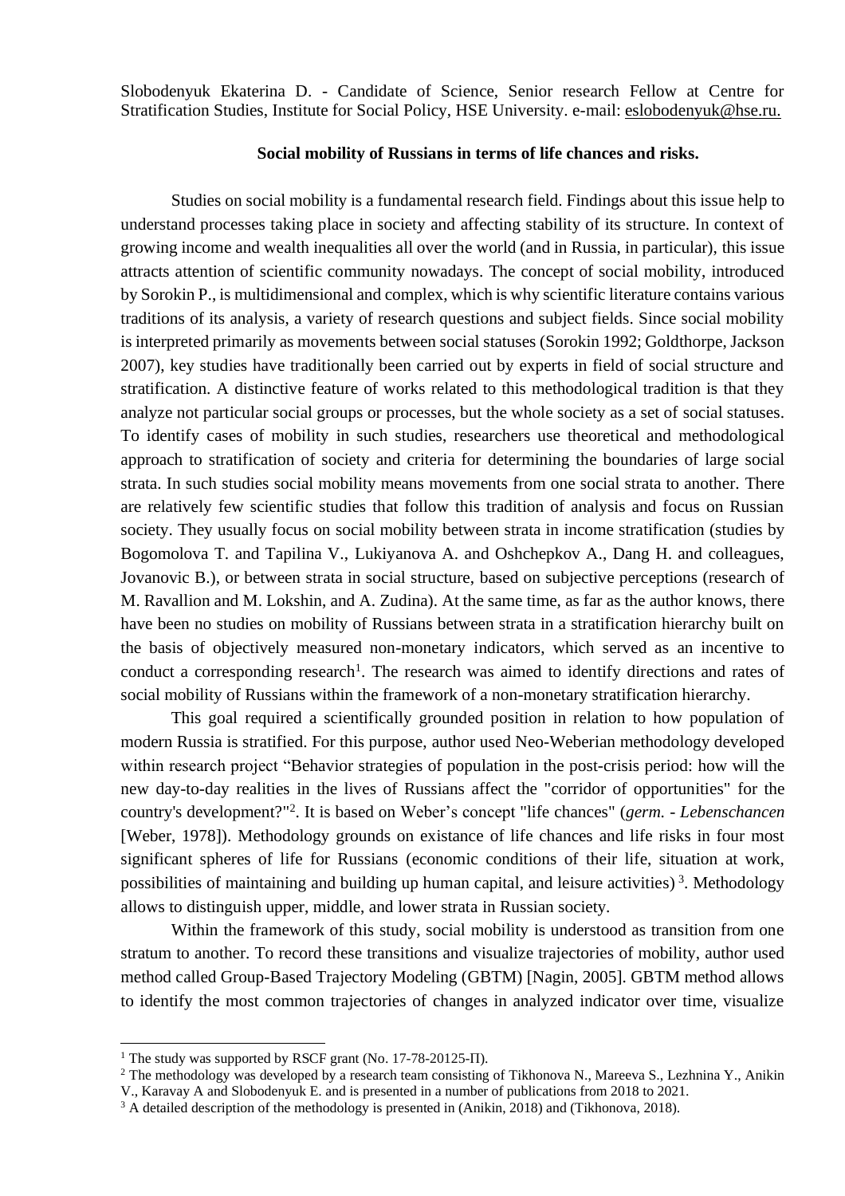Slobodenyuk Ekaterina D. - Candidate of Science, Senior research Fellow at Centre for Stratification Studies, Institute for Social Policy, HSE University. e-mail: eslobodenyuk@hse.ru.

**Social mobility of Russians in terms of life chances and risks.**

Studies on social mobility is a fundamental research field. Findings about this issue help to understand processes taking place in society and affecting stability of its structure. In context of growing income and wealth inequalities all over the world (and in Russia, in particular), this issue attracts attention of scientific community nowadays. The concept of social mobility, introduced by Sorokin P., is multidimensional and complex, which is why scientific literature contains various traditions of its analysis, a variety of research questions and subject fields. Since social mobility is interpreted primarily as movements between social statuses (Sorokin 1992; Goldthorpe, Jackson 2007), key studies have traditionally been carried out by experts in field of social structure and stratification. A distinctive feature of works related to this methodological tradition is that they analyze not particular social groups or processes, but the whole society as a set of social statuses. To identify cases of mobility in such studies, researchers use theoretical and methodological approach to stratification of society and criteria for determining the boundaries of large social strata. In such studies social mobility means movements from one social strata to another. There are relatively few scientific studies that follow this tradition of analysis and focus on Russian society. They usually focus on social mobility between strata in income stratification (studies by Bogomolova T. and Tapilina V., Lukiyanova A. and Oshchepkov A., Dang H. and colleagues, Jovanovic B.), or between strata in social structure, based on subjective perceptions (research of M. Ravallion and M. Lokshin, and A. Zudina). At the same time, as far as the author knows, there have been no studies on mobility of Russians between strata in a stratification hierarchy built on the basis of objectively measured non-monetary indicators, which served as an incentive to conduct a corresponding research[1]. The research was aimed to identify directions and rates of social mobility of Russians within the framework of a non-monetary stratification hierarchy.

This goal required a scientifically grounded position in relation to how population of modern Russia is stratified. For this purpose, author used Neo-Weberian methodology developed within research project "Behavior strategies of population in the post-crisis period: how will the new day-to-day realities in the lives of Russians affect the "corridor of opportunities" for the country's development?"[2]. It is based on Weber's concept "life chances" (*germ. - Lebenschancen* [Weber, 1978]). Methodology grounds on existance of life chances and life risks in four most significant spheres of life for Russians (economic conditions of their life, situation at work, possibilities of maintaining and building up human capital, and leisure activities)[3]. Methodology allows to distinguish upper, middle, and lower strata in Russian society.

Within the framework of this study, social mobility is understood as transition from one stratum to another. To record these transitions and visualize trajectories of mobility, author used method called Group-Based Trajectory Modeling (GBTM) [Nagin, 2005]. GBTM method allows to identify the most common trajectories of changes in analyzed indicator over time, visualize

---

[1] The study was supported by RSCF grant (No. 17-78-20125-П).

[2] The methodology was developed by a research team consisting of Tikhonova N., Mareeva S., Lezhnina Y., Anikin V., Karavay A and Slobodenyuk E. and is presented in a number of publications from 2018 to 2021.

[3] A detailed description of the methodology is presented in (Anikin, 2018) and (Tikhonova, 2018).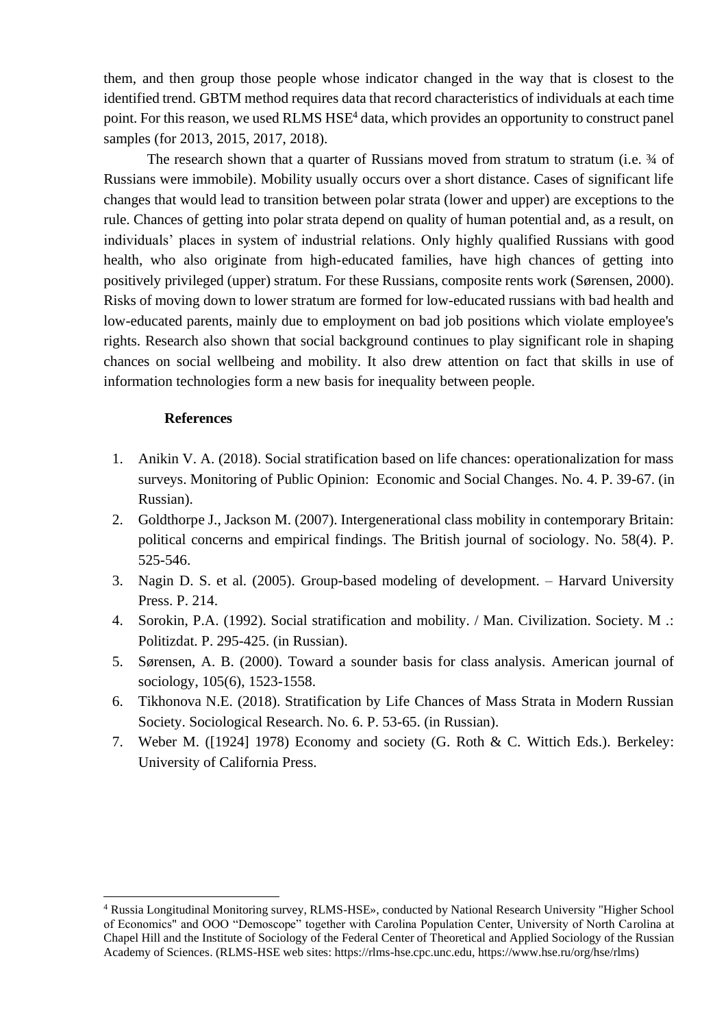them, and then group those people whose indicator changed in the way that is closest to the identified trend. GBTM method requires data that record characteristics of individuals at each time point. For this reason, we used RLMS HSE[4] data, which provides an opportunity to construct panel samples (for 2013, 2015, 2017, 2018).

The research shown that a quarter of Russians moved from stratum to stratum (i.e. ¾ of Russians were immobile). Mobility usually occurs over a short distance. Cases of significant life changes that would lead to transition between polar strata (lower and upper) are exceptions to the rule. Chances of getting into polar strata depend on quality of human potential and, as a result, on individuals' places in system of industrial relations. Only highly qualified Russians with good health, who also originate from high-educated families, have high chances of getting into positively privileged (upper) stratum. For these Russians, composite rents work (Sørensen, 2000). Risks of moving down to lower stratum are formed for low-educated russians with bad health and low-educated parents, mainly due to employment on bad job positions which violate employee's rights. Research also shown that social background continues to play significant role in shaping chances on social wellbeing and mobility. It also drew attention on fact that skills in use of information technologies form a new basis for inequality between people.

**References**

1. Anikin V. A. (2018). Social stratification based on life chances: operationalization for mass surveys. Monitoring of Public Opinion: Economic and Social Changes. No. 4. P. 39-67. (in Russian).
2. Goldthorpe J., Jackson M. (2007). Intergenerational class mobility in contemporary Britain: political concerns and empirical findings. The British journal of sociology. No. 58(4). P. 525-546.
3. Nagin D. S. et al. (2005). Group-based modeling of development. – Harvard University Press. P. 214.
4. Sorokin, P.A. (1992). Social stratification and mobility. / Man. Civilization. Society. M .: Politizdat. P. 295-425. (in Russian).
5. Sørensen, A. B. (2000). Toward a sounder basis for class analysis. American journal of sociology, 105(6), 1523-1558.
6. Tikhonova N.E. (2018). Stratification by Life Chances of Mass Strata in Modern Russian Society. Sociological Research. No. 6. P. 53-65. (in Russian).
7. Weber M. ([1924] 1978) Economy and society (G. Roth & C. Wittich Eds.). Berkeley: University of California Press.

[4] Russia Longitudinal Monitoring survey, RLMS-HSE», conducted by National Research University "Higher School of Economics" and OOO "Demoscope" together with Carolina Population Center, University of North Carolina at Chapel Hill and the Institute of Sociology of the Federal Center of Theoretical and Applied Sociology of the Russian Academy of Sciences. (RLMS-HSE web sites: https://rlms-hse.cpc.unc.edu, https://www.hse.ru/org/hse/rlms)